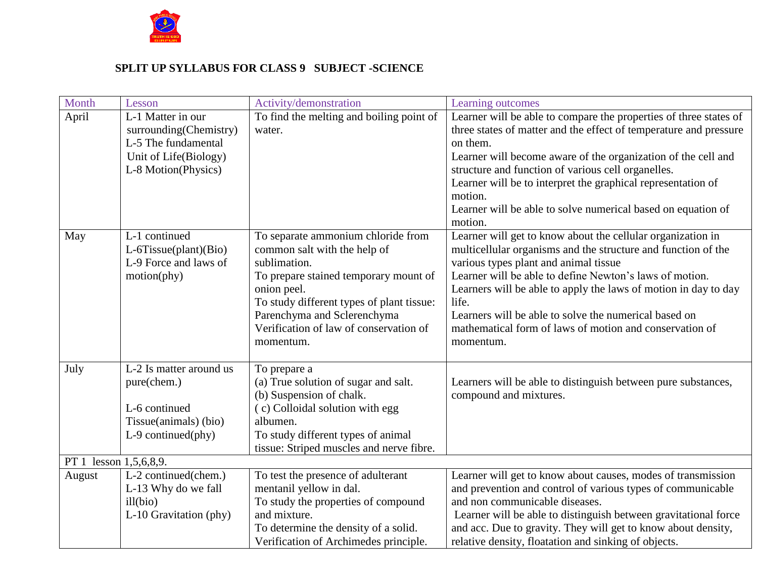**SPLIT UP SYLLABUS FOR CLASS 9 SUBJECT -SCIENCE**

| Month | Lesson | Activity/demonstration | Learning outcomes |
|---|---|---|---|
| April | L-1 Matter in our surrounding(Chemistry)<br>L-5 The fundamental Unit of Life(Biology)<br>L-8 Motion(Physics) | To find the melting and boiling point of water. | Learner will be able to compare the properties of three states of three states of matter and the effect of temperature and pressure on them.<br>Learner will become aware of the organization of the cell and structure and function of various cell organelles.<br>Learner will be to interpret the graphical representation of motion.<br>Learner will be able to solve numerical based on equation of motion. |
| May | L-1 continued<br>L-6Tissue(plant)(Bio)<br>L-9 Force and laws of motion(phy) | To separate ammonium chloride from common salt with the help of sublimation.<br>To prepare stained temporary mount of onion peel.<br>To study different types of plant tissue: Parenchyma and Sclerenchyma<br>Verification of law of conservation of momentum. | Learner will get to know about the cellular organization in multicellular organisms and the structure and function of the various types plant and animal tissue<br>Learner will be able to define Newton's laws of motion.<br>Learners will be able to apply the laws of motion in day to day life.<br>Learners will be able to solve the numerical based on mathematical form of laws of motion and conservation of momentum. |
| July | L-2 Is matter around us pure(chem.)<br><br>L-6 continued Tissue(animals) (bio)<br>L-9 continued(phy) | To prepare a<br>(a) True solution of sugar and salt.<br>(b) Suspension of chalk.<br>( c) Colloidal solution with egg albumen.<br>To study different types of animal tissue: Striped muscles and nerve fibre. | Learners will be able to distinguish between pure substances, compound and mixtures. |
| PT 1 lesson 1,5,6,8,9. | | | |
| August | L-2 continued(chem.)<br>L-13 Why do we fall ill(bio)<br>L-10 Gravitation (phy) | To test the presence of adulterant mentanil yellow in dal.<br>To study the properties of compound and mixture.<br>To determine the density of a solid.<br>Verification of Archimedes principle. | Learner will get to know about causes, modes of transmission and prevention and control of various types of communicable and non communicable diseases.<br>Learner will be able to distinguish between gravitational force and acc. Due to gravity. They will get to know about density, relative density, floatation and sinking of objects. |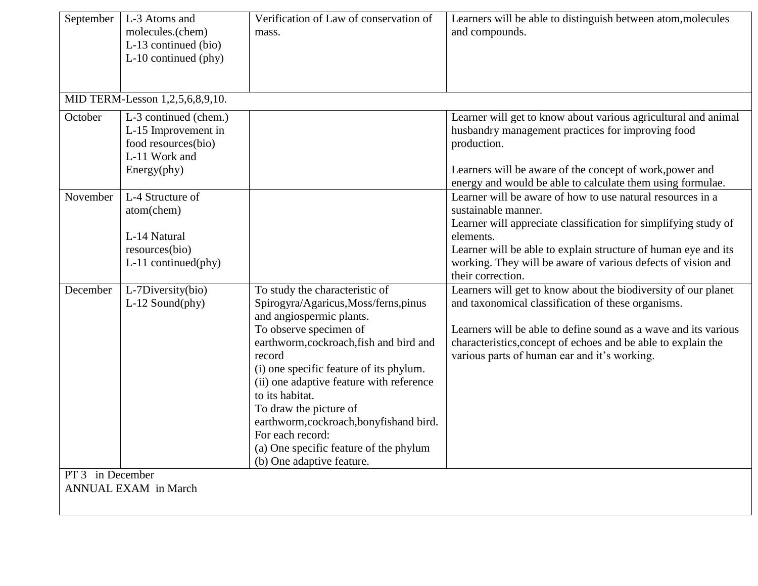| September | L-3 Atoms and molecules.(chem)<br>L-13 continued (bio)<br>L-10 continued (phy) | Verification of Law of conservation of mass. | Learners will be able to distinguish between atom,molecules and compounds. |
|---|---|---|---|
| MID TERM-Lesson 1,2,5,6,8,9,10. | | | |
| October | L-3 continued (chem.)<br>L-15 Improvement in food resources(bio)<br>L-11 Work and Energy(phy) | | Learner will get to know about various agricultural and animal husbandry management practices for improving food production.<br><br>Learners will be aware of the concept of work,power and energy and would be able to calculate them using formulae. |
| November | L-4 Structure of atom(chem)<br><br>L-14 Natural resources(bio)<br>L-11 continued(phy) | | Learner will be aware of how to use natural resources in a sustainable manner.<br>Learner will appreciate classification for simplifying study of elements.<br>Learner will be able to explain structure of human eye and its working. They will be aware of various defects of vision and their correction. |
| December | L-7Diversity(bio)<br>L-12 Sound(phy) | To study the characteristic of Spirogyra/Agaricus,Moss/ferns,pinus and angiospermic plants.<br>To observe specimen of earthworm,cockroach,fish and bird and record<br>(i) one specific feature of its phylum.<br>(ii) one adaptive feature with reference to its habitat.<br>To draw the picture of earthworm,cockroach,bonyfishand bird.<br>For each record:<br>(a) One specific feature of the phylum<br>(b) One adaptive feature. | Learners will get to know about the biodiversity of our planet and taxonomical classification of these organisms.<br><br>Learners will be able to define sound as a wave and its various characteristics,concept of echoes and be able to explain the various parts of human ear and it's working. |
| PT 3 in December<br>ANNUAL EXAM in March | | | |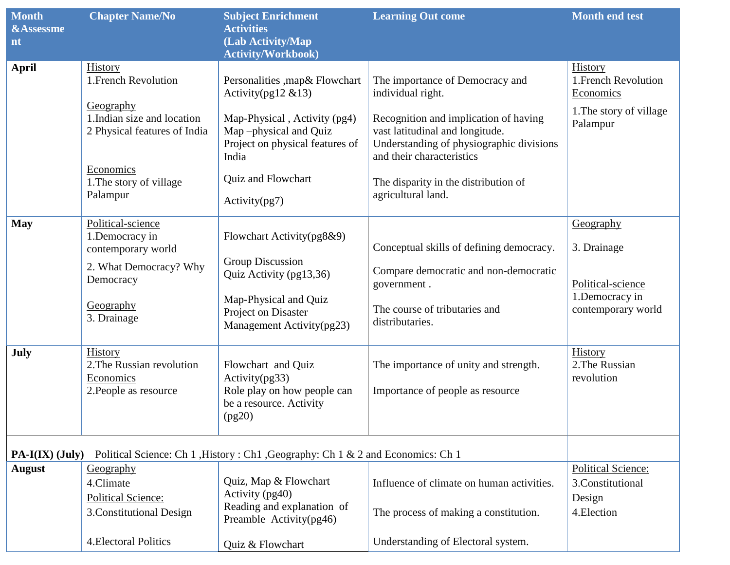| Month &Assessment | Chapter Name/No | Subject Enrichment Activities (Lab Activity/Map Activity/Workbook) | Learning Out come | Month end test |
|---|---|---|---|---|
| **April** | History<br>1.French Revolution<br><br>Geography<br>1.Indian size and location<br>2 Physical features of India<br><br>Economics<br>1.The story of village Palampur | Personalities ,map& Flowchart Activity(pg12 &13)<br><br>Map-Physical , Activity (pg4)<br>Map –physical and Quiz<br>Project on physical features of India<br><br>Quiz and Flowchart<br><br>Activity(pg7) | The importance of Democracy and individual right.<br><br>Recognition and implication of having vast latitudinal and longitude.<br>Understanding of physiographic divisions and their characteristics<br><br>The disparity in the distribution of agricultural land. | History<br>1.French Revolution<br>Economics<br>1.The story of village Palampur |
| **May** | Political-science<br>1.Democracy in contemporary world<br>2. What Democracy? Why Democracy<br><br>Geography<br>3. Drainage | Flowchart Activity(pg8&9)<br><br>Group Discussion<br>Quiz Activity (pg13,36)<br><br>Map-Physical and Quiz<br>Project on Disaster Management Activity(pg23) | Conceptual skills of defining democracy.<br><br>Compare democratic and non-democratic government .<br><br>The course of tributaries and distributaries. | Geography<br><br>3. Drainage<br><br>Political-science<br>1.Democracy in contemporary world |
| **July** | History<br>2.The Russian revolution<br>Economics<br>2.People as resource | Flowchart and Quiz Activity(pg33)<br>Role play on how people can be a resource. Activity (pg20) | The importance of unity and strength.<br><br>Importance of people as resource | History<br>2.The Russian revolution |
| **PA-I(IX) (July)** | Political Science: Ch 1 ,History : Ch1 ,Geography: Ch 1 & 2 and Economics: Ch 1 | | | |
| **August** | Geography<br>4.Climate<br>Political Science:<br>3.Constitutional Design<br><br>4.Electoral Politics | Quiz, Map & Flowchart Activity (pg40)<br>Reading and explanation of Preamble Activity(pg46)<br><br>Quiz & Flowchart | Influence of climate on human activities.<br><br>The process of making a constitution.<br><br>Understanding of Electoral system. | Political Science:<br>3.Constitutional Design<br>4.Election |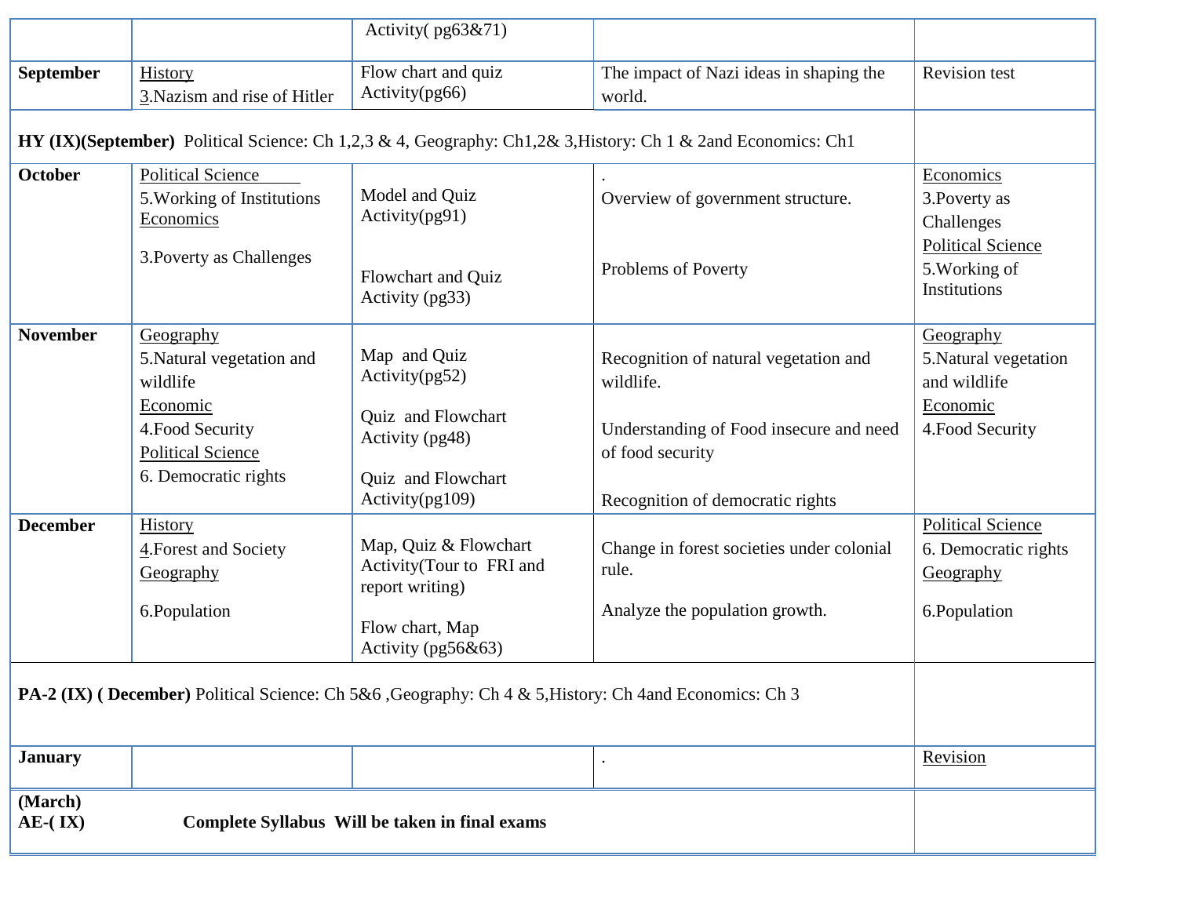| | | | | |
|---|---|---|---|---|
| | | Activity( pg63&71) | | |
| **September** | History<br>3.Nazism and rise of Hitler | Flow chart and quiz Activity(pg66) | The impact of Nazi ideas in shaping the world. | Revision test |
| **HY (IX)(September)** Political Science: Ch 1,2,3 & 4, Geography: Ch1,2& 3,History: Ch 1 & 2and Economics: Ch1 | | | | |
| **October** | Political Science<br>5.Working of Institutions<br>Economics<br>3.Poverty as Challenges | Model and Quiz Activity(pg91)<br><br>Flowchart and Quiz Activity (pg33) | .<br>Overview of government structure.<br><br>Problems of Poverty | Economics<br>3.Poverty as Challenges<br>Political Science<br>5.Working of Institutions |
| **November** | Geography<br>5.Natural vegetation and wildlife<br>Economic<br>4.Food Security<br>Political Science<br>6. Democratic rights | Map and Quiz Activity(pg52)<br><br>Quiz and Flowchart Activity (pg48)<br><br>Quiz and Flowchart Activity(pg109) | Recognition of natural vegetation and wildlife.<br><br>Understanding of Food insecure and need of food security<br><br>Recognition of democratic rights | Geography<br>5.Natural vegetation and wildlife<br>Economic<br>4.Food Security |
| **December** | History<br>4.Forest and Society<br>Geography<br>6.Population | Map, Quiz & Flowchart Activity(Tour to FRI and report writing)<br><br>Flow chart, Map Activity (pg56&63) | Change in forest societies under colonial rule.<br><br>Analyze the population growth. | Political Science<br>6. Democratic rights<br>Geography<br>6.Population |
| **PA-2 (IX) ( December)** Political Science: Ch 5&6 ,Geography: Ch 4 & 5,History: Ch 4and Economics: Ch 3 | | | | |
| **January** | | | . | Revision |
| **(March)<br>AE-( IX)** | **Complete Syllabus Will be taken in final exams** | | | |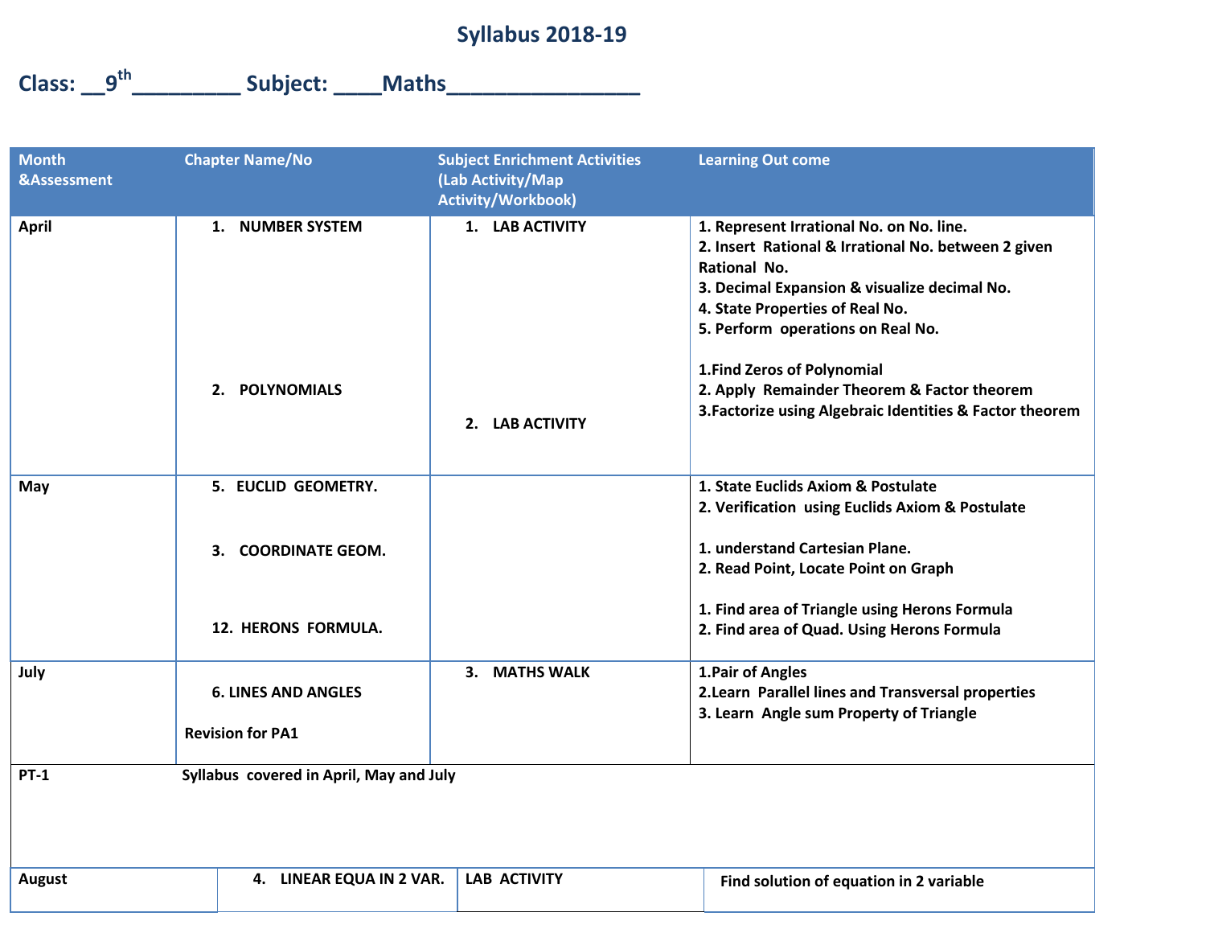# Syllabus 2018-19

## Class: __9th________ Subject: ____Maths_______________

| Month &Assessment | Chapter Name/No | Subject Enrichment Activities (Lab Activity/Map Activity/Workbook) | Learning Out come |
|---|---|---|---|
| April | 1. NUMBER SYSTEM<br><br>2. POLYNOMIALS | 1. LAB ACTIVITY<br><br>2. LAB ACTIVITY | 1. Represent Irrational No. on No. line.<br>2. Insert Rational & Irrational No. between 2 given Rational No.<br>3. Decimal Expansion & visualize decimal No.<br>4. State Properties of Real No.<br>5. Perform operations on Real No.<br><br>1.Find Zeros of Polynomial<br>2. Apply Remainder Theorem & Factor theorem<br>3.Factorize using Algebraic Identities & Factor theorem |
| May | 5. EUCLID GEOMETRY.<br><br>3. COORDINATE GEOM.<br><br>12. HERONS FORMULA. | | 1. State Euclids Axiom & Postulate<br>2. Verification using Euclids Axiom & Postulate<br><br>1. understand Cartesian Plane.<br>2. Read Point, Locate Point on Graph<br><br>1. Find area of Triangle using Herons Formula<br>2. Find area of Quad. Using Herons Formula |
| July | 6. LINES AND ANGLES<br><br>Revision for PA1 | 3. MATHS WALK | 1.Pair of Angles<br>2.Learn Parallel lines and Transversal properties<br>3. Learn Angle sum Property of Triangle |
| PT-1 | Syllabus covered in April, May and July | | |
| August | 4. LINEAR EQUA IN 2 VAR. | LAB ACTIVITY | Find solution of equation in 2 variable |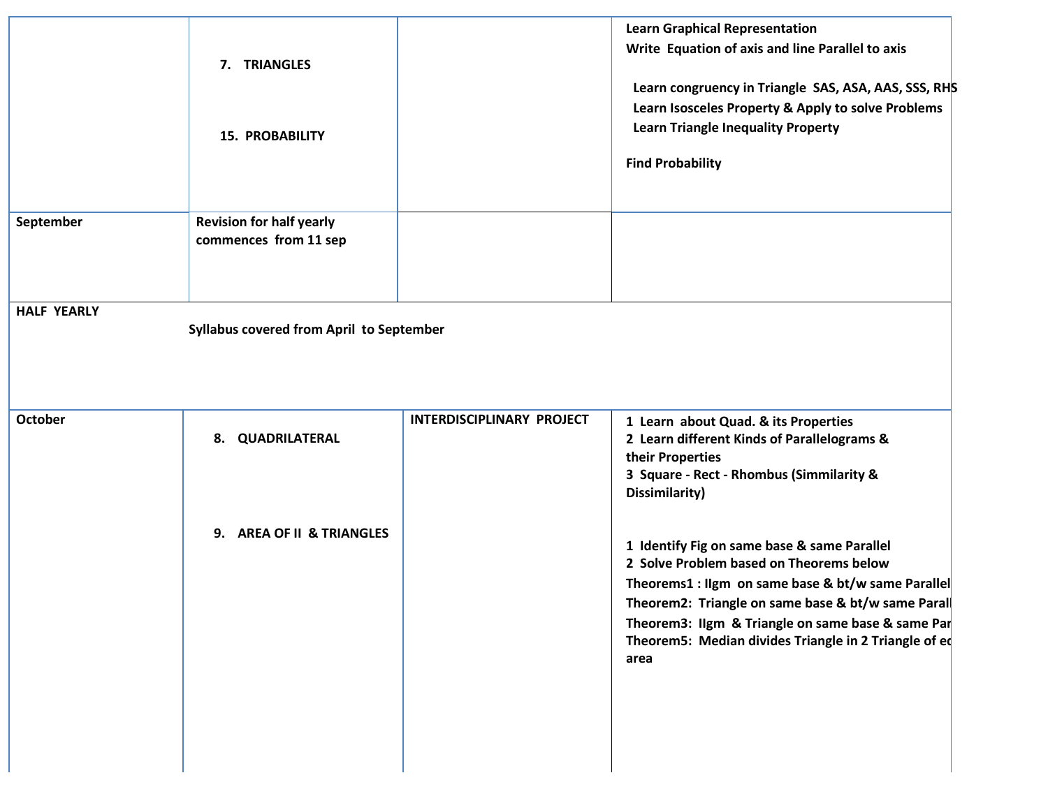| | | | |
|---|---|---|---|
| | 7. TRIANGLES<br><br>15. PROBABILITY | | Learn Graphical Representation<br>Write Equation of axis and line Parallel to axis<br><br>Learn congruency in Triangle SAS, ASA, AAS, SSS, RHS<br>Learn Isosceles Property & Apply to solve Problems<br>Learn Triangle Inequality Property<br><br>Find Probability |
| September | Revision for half yearly commences from 11 sep | | |
| HALF YEARLY | Syllabus covered from April to September | | |
| October | 8. QUADRILATERAL<br><br>9. AREA OF II & TRIANGLES | INTERDISCIPLINARY PROJECT | 1 Learn about Quad. & its Properties<br>2 Learn different Kinds of Parallelograms & their Properties<br>3 Square - Rect - Rhombus (Simmilarity & Dissimilarity)<br><br>1 Identify Fig on same base & same Parallel<br>2 Solve Problem based on Theorems below<br>Theorems1 : IIgm on same base & bt/w same Parallel<br>Theorem2: Triangle on same base & bt/w same Parall<br>Theorem3: IIgm & Triangle on same base & same Par<br>Theorem5: Median divides Triangle in 2 Triangle of ec area |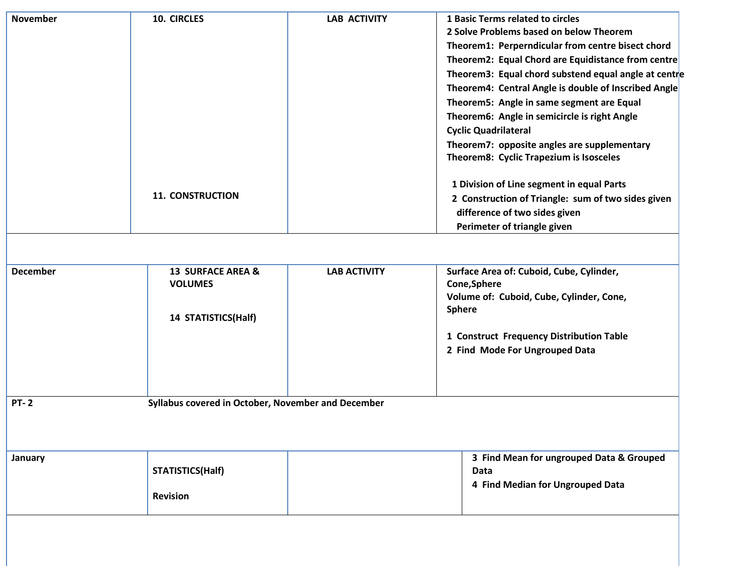| | | | |
|---|---|---|---|
| **November** | **10. CIRCLES**<br><br><br><br><br><br><br><br><br>**11. CONSTRUCTION** | **LAB ACTIVITY** | **1 Basic Terms related to circles**<br>**2 Solve Problems based on below Theorem**<br>**Theorem1: Perperndicular from centre bisect chord**<br>**Theorem2: Equal Chord are Equidistance from centre**<br>**Theorem3: Equal chord substend equal angle at centre**<br>**Theorem4: Central Angle is double of Inscribed Angle**<br>**Theorem5: Angle in same segment are Equal**<br>**Theorem6: Angle in semicircle is right Angle**<br>**Cyclic Quadrilateral**<br>**Theorem7: opposite angles are supplementary**<br>**Theorem8: Cyclic Trapezium is Isosceles**<br><br>**1 Division of Line segment in equal Parts**<br>**2 Construction of Triangle: sum of two sides given**<br>**difference of two sides given**<br>**Perimeter of triangle given** |
| | | | |
| **December** | **13 SURFACE AREA & VOLUMES**<br><br>**14 STATISTICS(Half)** | **LAB ACTIVITY** | **Surface Area of: Cuboid, Cube, Cylinder, Cone,Sphere**<br>**Volume of: Cuboid, Cube, Cylinder, Cone, Sphere**<br><br>**1 Construct Frequency Distribution Table**<br>**2 Find Mode For Ungrouped Data** |
| **PT- 2** | **Syllabus covered in October, November and December** | | |
| **January** | **STATISTICS(Half)**<br><br>**Revision** | | **3 Find Mean for ungrouped Data & Grouped Data**<br>**4 Find Median for Ungrouped Data** |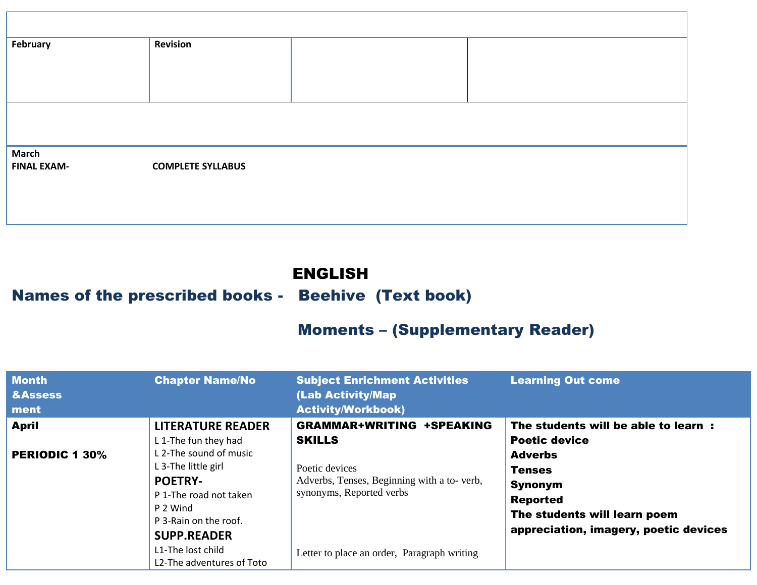| | | | |
|---|---|---|---|
| | | | |
| **February** | **Revision** | | |
| | | | |
| **March**<br>**FINAL EXAM-** | **COMPLETE SYLLABUS** | | |

# ENGLISH

## Names of the prescribed books - Beehive (Text book)

## Moments – (Supplementary Reader)

| Month &Assessment | Chapter Name/No | Subject Enrichment Activities (Lab Activity/Map Activity/Workbook) | Learning Out come |
|---|---|---|---|
| **April**<br><br>**PERIODIC 1 30%** | **LITERATURE READER**<br>L 1-The fun they had<br>L 2-The sound of music<br>L 3-The little girl<br>**POETRY-**<br>P 1-The road not taken<br>P 2 Wind<br>P 3-Rain on the roof.<br>**SUPP.READER**<br>L1-The lost child<br>L2-The adventures of Toto | **GRAMMAR+WRITING +SPEAKING SKILLS**<br><br>Poetic devices<br>Adverbs, Tenses, Beginning with a to- verb, synonyms, Reported verbs<br><br>Letter to place an order, Paragraph writing | **The students will be able to learn :**<br>**Poetic device**<br>**Adverbs**<br>**Tenses**<br>**Synonym**<br>**Reported**<br>**The students will learn poem appreciation, imagery, poetic devices** |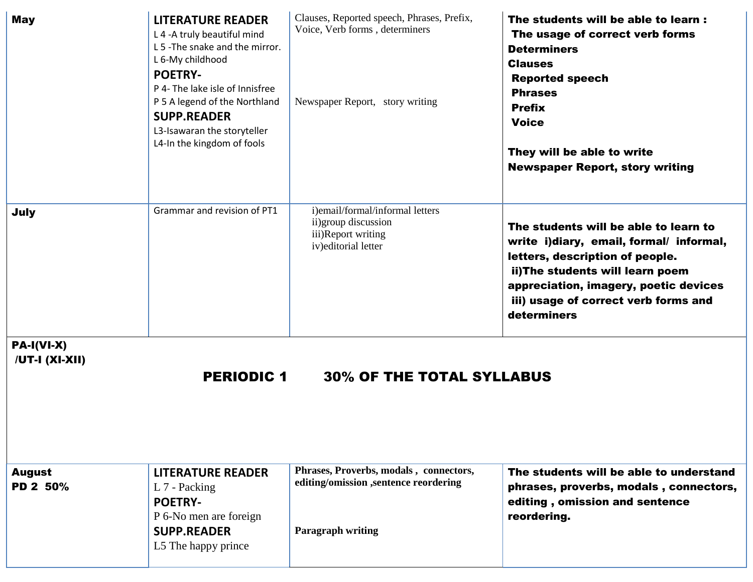| May | **LITERATURE READER**<br>L 4 -A truly beautiful mind<br>L 5 -The snake and the mirror.<br>L 6-My childhood<br>**POETRY-**<br>P 4- The lake isle of Innisfree<br>P 5 A legend of the Northland<br>**SUPP.READER**<br>L3-Isawaran the storyteller<br>L4-In the kingdom of fools | Clauses, Reported speech, Phrases, Prefix, Voice, Verb forms , determiners<br><br>Newspaper Report, story writing | **The students will be able to learn :**<br>**The usage of correct verb forms**<br>**Determiners**<br>**Clauses**<br>**Reported speech**<br>**Phrases**<br>**Prefix**<br>**Voice**<br><br>**They will be able to write Newspaper Report, story writing** |
|---|---|---|---|
| July | Grammar and revision of PT1 | i)email/formal/informal letters<br>ii)group discussion<br>iii)Report writing<br>iv)editorial letter | **The students will be able to learn to write i)diary, email, formal/ informal, letters, description of people.**<br>**ii)The students will learn poem appreciation, imagery, poetic devices**<br>**iii) usage of correct verb forms and determiners** |
| **PA-I(VI-X) /UT-I (XI-XII)** | **PERIODIC 1 30% OF THE TOTAL SYLLABUS** | | |
| **August**<br>**PD 2 50%** | **LITERATURE READER**<br>L 7 - Packing<br>**POETRY-**<br>P 6-No men are foreign<br>**SUPP.READER**<br>L5 The happy prince | **Phrases, Proverbs, modals , connectors, editing/omission ,sentence reordering**<br><br>**Paragraph writing** | **The students will be able to understand phrases, proverbs, modals , connectors, editing , omission and sentence reordering.** |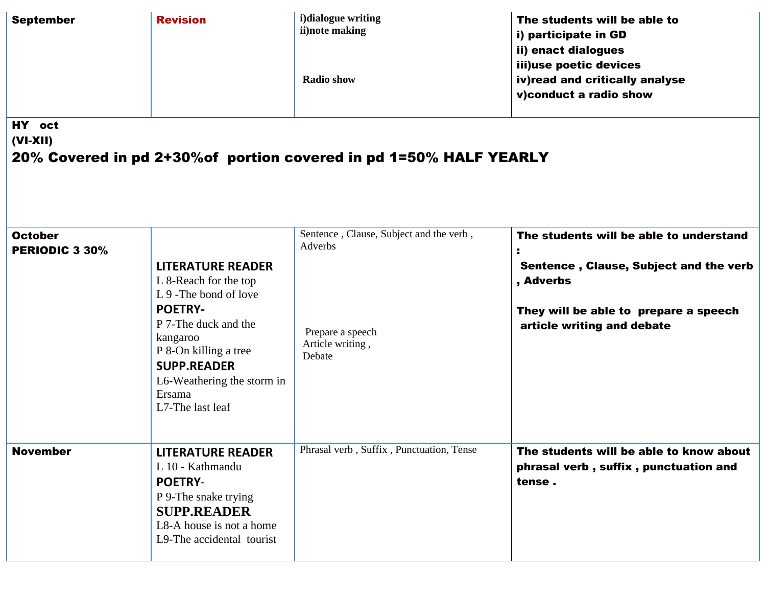| September | **Revision** | **i)dialogue writing**<br>**ii)note making**<br><br>**Radio show** | **The students will be able to**<br>**i) participate in GD**<br>**ii) enact dialogues**<br>**iii)use poetic devices**<br>**iv)read and critically analyse**<br>**v)conduct a radio show** |
|---|---|---|---|
| **HY oct**<br>**(VI-XII)**<br>**20% Covered in pd 2+30%of portion covered in pd 1=50% HALF YEARLY** | | | |
| **October**<br>**PERIODIC 3 30%** | **LITERATURE READER**<br>L 8-Reach for the top<br>L 9 -The bond of love<br>**POETRY-**<br>P 7-The duck and the kangaroo<br>P 8-On killing a tree<br>**SUPP.READER**<br>L6-Weathering the storm in Ersama<br>L7-The last leaf | Sentence , Clause, Subject and the verb , Adverbs<br><br>Prepare a speech<br>Article writing ,<br>Debate | **The students will be able to understand :**<br>**Sentence , Clause, Subject and the verb , Adverbs**<br><br>**They will be able to prepare a speech article writing and debate** |
| **November** | **LITERATURE READER**<br>L 10 - Kathmandu<br>**POETRY-**<br>P 9-The snake trying<br>**SUPP.READER**<br>L8-A house is not a home<br>L9-The accidental tourist | Phrasal verb , Suffix , Punctuation, Tense | **The students will be able to know about phrasal verb , suffix , punctuation and tense .** |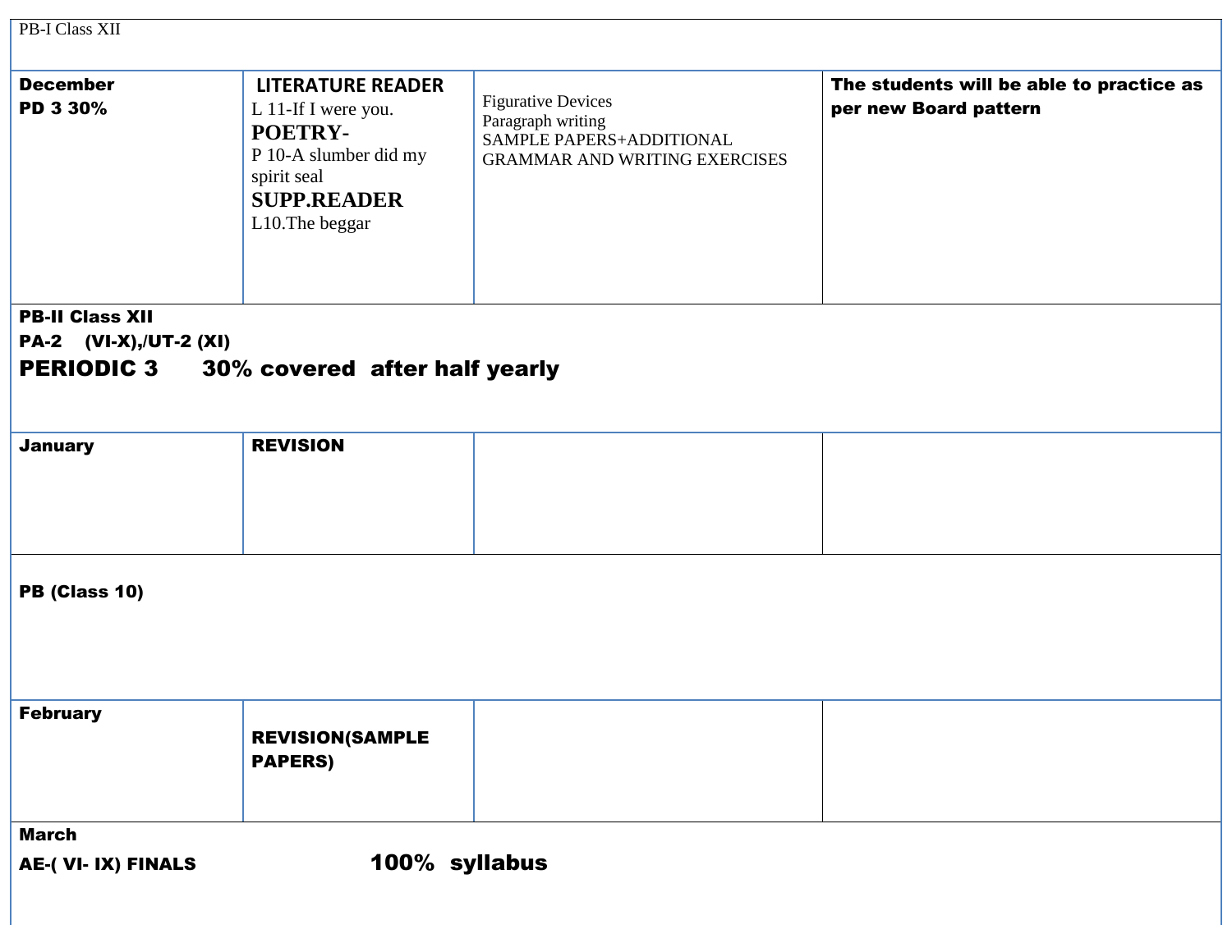| PB-I Class XII | | | |
|---|---|---|---|
| **December**<br>**PD 3 30%** | **LITERATURE READER**<br>L 11-If I were you.<br>**POETRY-**<br>P 10-A slumber did my spirit seal<br>**SUPP.READER**<br>L10.The beggar | Figurative Devices<br>Paragraph writing<br>SAMPLE PAPERS+ADDITIONAL GRAMMAR AND WRITING EXERCISES | **The students will be able to practice as per new Board pattern** |
| **PB-II Class XII**<br>**PA-2 (VI-X),/UT-2 (XI)**<br>**PERIODIC 3 30% covered after half yearly** | | | |
| **January** | **REVISION** | | |
| **PB (Class 10)** | | | |
| **February** | **REVISION(SAMPLE PAPERS)** | | |
| **March**<br>**AE-( VI- IX) FINALS 100% syllabus** | | | |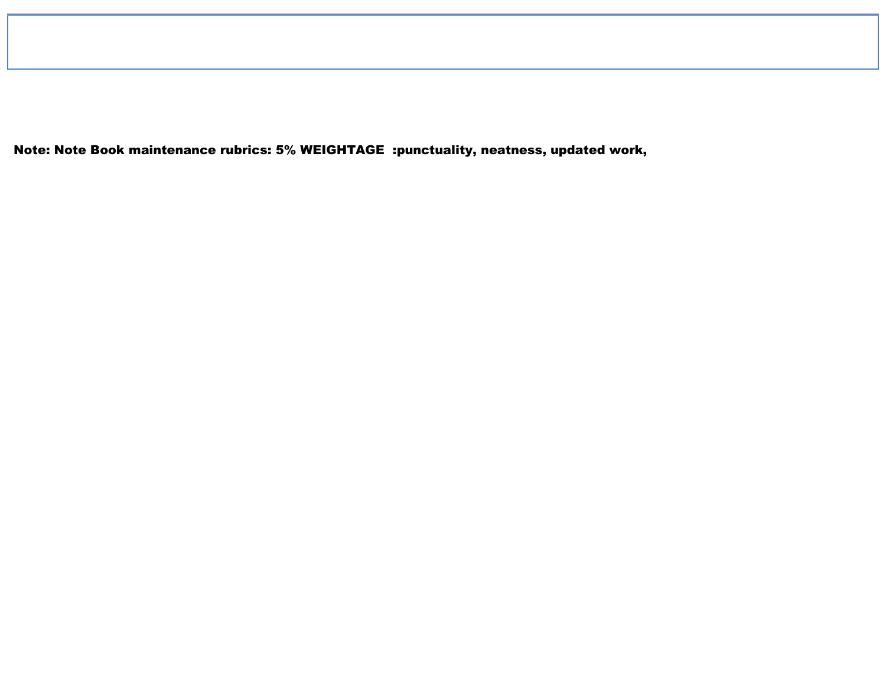**Note: Note Book maintenance rubrics: 5% WEIGHTAGE :punctuality, neatness, updated work,**